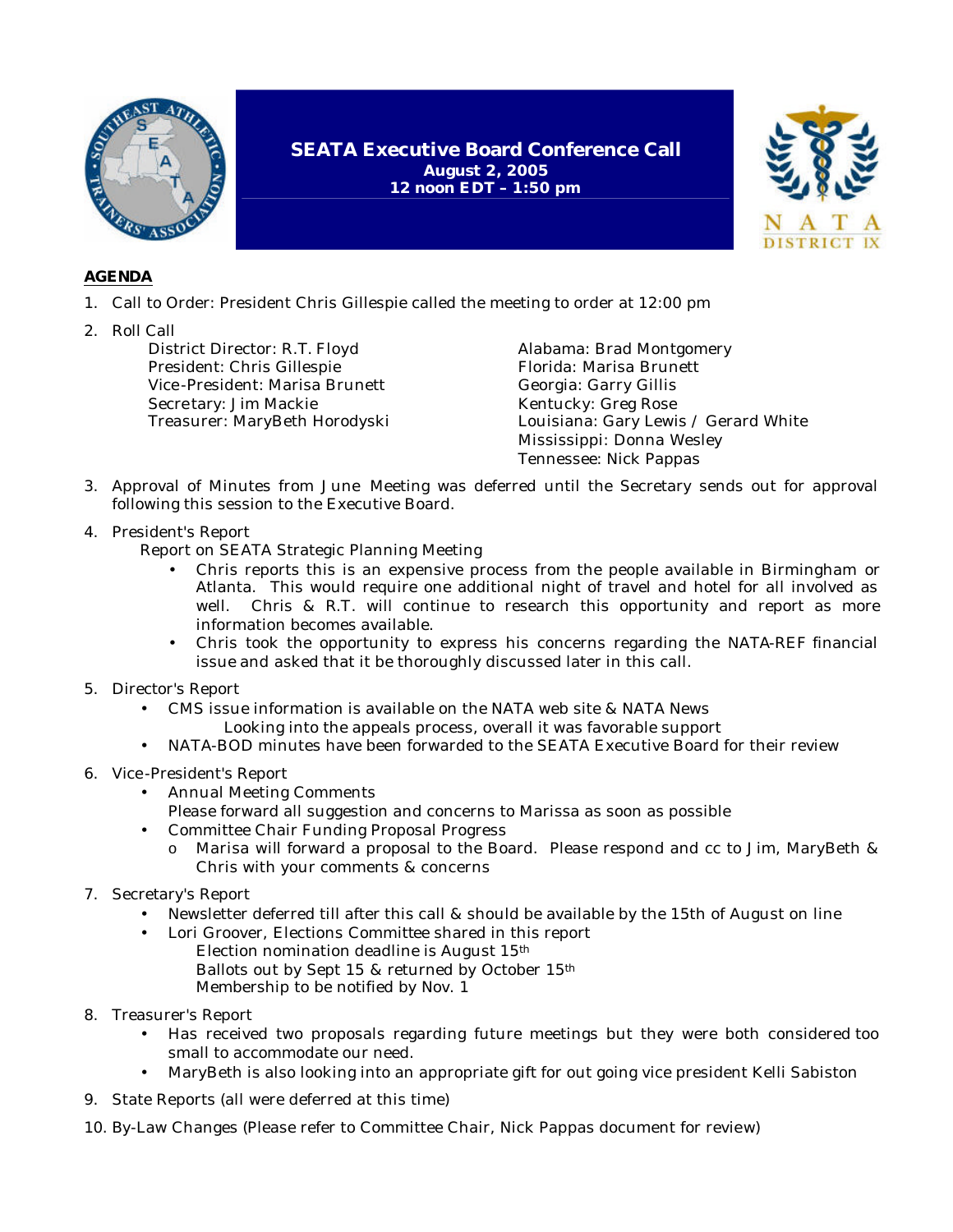# SEATA Executive Board Conference Call

**August 2, 2005**
**12 noon EDT – 1:50 pm**

**AGENDA**

1. Call to Order: President Chris Gillespie called the meeting to order at 12:00 pm
2. Roll Call

   District Director: R.T. Floyd
   President: Chris Gillespie
   Vice-President: Marisa Brunett
   Secretary: Jim Mackie
   Treasurer: MaryBeth Horodyski

   Alabama: Brad Montgomery
   Florida: Marisa Brunett
   Georgia: Garry Gillis
   Kentucky: Greg Rose
   Louisiana: Gary Lewis / Gerard White
   Mississippi: Donna Wesley
   Tennessee: Nick Pappas

3. Approval of Minutes from June Meeting was deferred until the Secretary sends out for approval following this session to the Executive Board.
4. President's Report

   Report on SEATA Strategic Planning Meeting
   - Chris reports this is an expensive process from the people available in Birmingham or Atlanta. This would require one additional night of travel and hotel for all involved as well. Chris & R.T. will continue to research this opportunity and report as more information becomes available.
   - Chris took the opportunity to express his concerns regarding the NATA-REF financial issue and asked that it be thoroughly discussed later in this call.
5. Director's Report
   - CMS issue information is available on the NATA web site & NATA News

     Looking into the appeals process, overall it was favorable support
   - NATA-BOD minutes have been forwarded to the SEATA Executive Board for their review
6. Vice-President's Report
   - Annual Meeting Comments

     Please forward all suggestion and concerns to Marissa as soon as possible
   - Committee Chair Funding Proposal Progress
     - Marisa will forward a proposal to the Board. Please respond and cc to Jim, MaryBeth & Chris with your comments & concerns
7. Secretary's Report
   - Newsletter deferred till after this call & should be available by the 15th of August on line
   - Lori Groover, Elections Committee shared in this report

     Election nomination deadline is August 15th
     Ballots out by Sept 15 & returned by October 15th
     Membership to be notified by Nov. 1
8. Treasurer's Report
   - Has received two proposals regarding future meetings but they were both considered too small to accommodate our need.
   - MaryBeth is also looking into an appropriate gift for out going vice president Kelli Sabiston
9. State Reports (all were deferred at this time)
10. By-Law Changes (Please refer to Committee Chair, Nick Pappas document for review)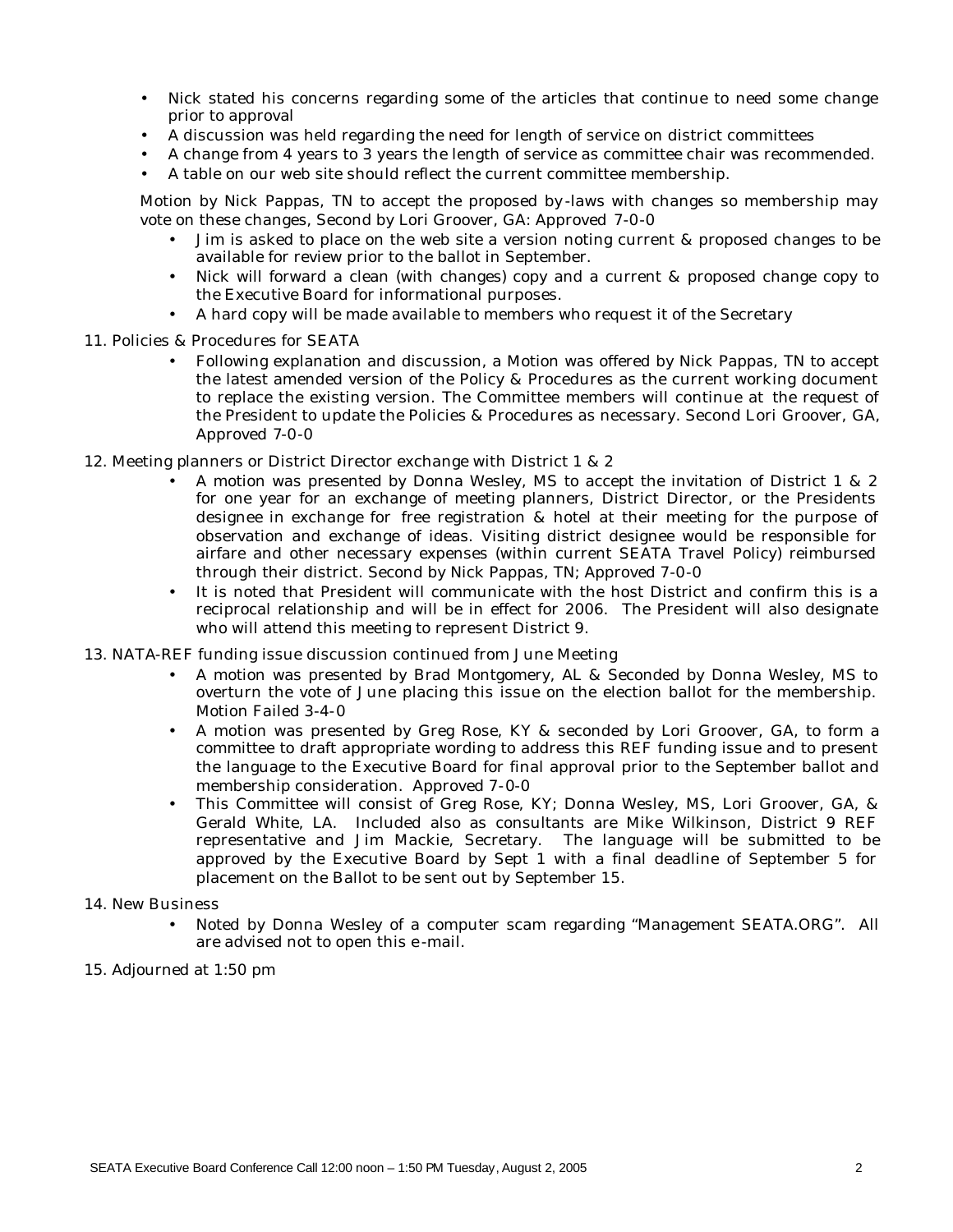- Nick stated his concerns regarding some of the articles that continue to need some change prior to approval
- A discussion was held regarding the need for length of service on district committees
- A change from 4 years to 3 years the length of service as committee chair was recommended.
- A table on our web site should reflect the current committee membership.

Motion by Nick Pappas, TN to accept the proposed by-laws with changes so membership may vote on these changes, Second by Lori Groover, GA: Approved 7-0-0

- Jim is asked to place on the web site a version noting current & proposed changes to be available for review prior to the ballot in September.
- Nick will forward a clean (with changes) copy and a current & proposed change copy to the Executive Board for informational purposes.
- A hard copy will be made available to members who request it of the Secretary

11. Policies & Procedures for SEATA
    - Following explanation and discussion, a Motion was offered by Nick Pappas, TN to accept the latest amended version of the Policy & Procedures as the current working document to replace the existing version. The Committee members will continue at the request of the President to update the Policies & Procedures as necessary. Second Lori Groover, GA, Approved 7-0-0

12. Meeting planners or District Director exchange with District 1 & 2
    - A motion was presented by Donna Wesley, MS to accept the invitation of District 1 & 2 for one year for an exchange of meeting planners, District Director, or the Presidents designee in exchange for free registration & hotel at their meeting for the purpose of observation and exchange of ideas. Visiting district designee would be responsible for airfare and other necessary expenses (within current SEATA Travel Policy) reimbursed through their district. Second by Nick Pappas, TN; Approved 7-0-0
    - It is noted that President will communicate with the host District and confirm this is a reciprocal relationship and will be in effect for 2006. The President will also designate who will attend this meeting to represent District 9.

13. NATA-REF funding issue discussion continued from June Meeting
    - A motion was presented by Brad Montgomery, AL & Seconded by Donna Wesley, MS to overturn the vote of June placing this issue on the election ballot for the membership. Motion Failed 3-4-0
    - A motion was presented by Greg Rose, KY & seconded by Lori Groover, GA, to form a committee to draft appropriate wording to address this REF funding issue and to present the language to the Executive Board for final approval prior to the September ballot and membership consideration. Approved 7-0-0
    - This Committee will consist of Greg Rose, KY; Donna Wesley, MS, Lori Groover, GA, & Gerald White, LA. Included also as consultants are Mike Wilkinson, District 9 REF representative and Jim Mackie, Secretary. The language will be submitted to be approved by the Executive Board by Sept 1 with a final deadline of September 5 for placement on the Ballot to be sent out by September 15.

14. New Business
    - Noted by Donna Wesley of a computer scam regarding "Management SEATA.ORG". All are advised not to open this e-mail.

15. Adjourned at 1:50 pm